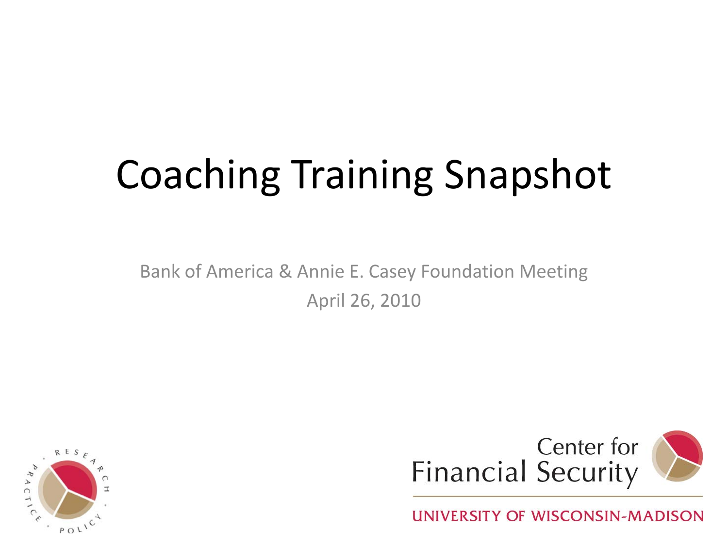# Coaching Training Snapshot

Bank of America & Annie E. Casey Foundation Meeting

April 26, 2010

Center for Financial Security

UNIVERSITY OF WISCONSIN-MADISON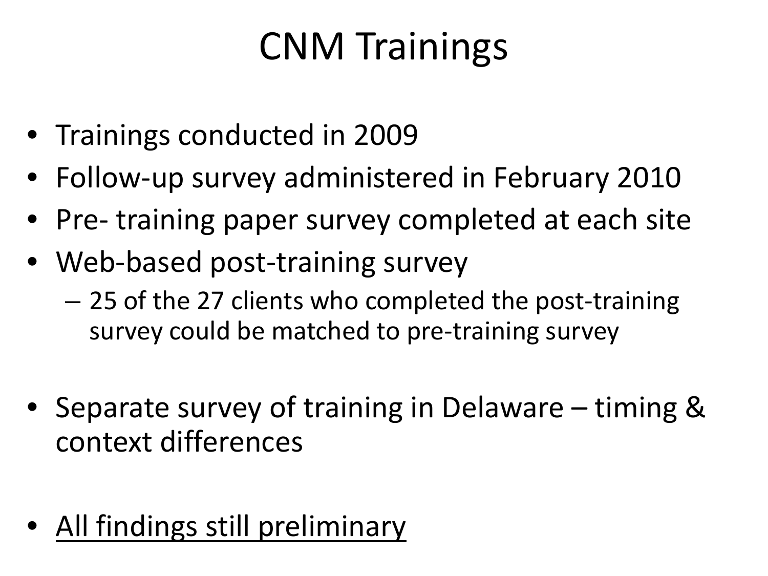# CNM Trainings

- Trainings conducted in 2009
- Follow-up survey administered in February 2010
- Pre- training paper survey completed at each site
- Web-based post-training survey
  - 25 of the 27 clients who completed the post-training survey could be matched to pre-training survey
- Separate survey of training in Delaware – timing & context differences
- <u>All findings still preliminary</u>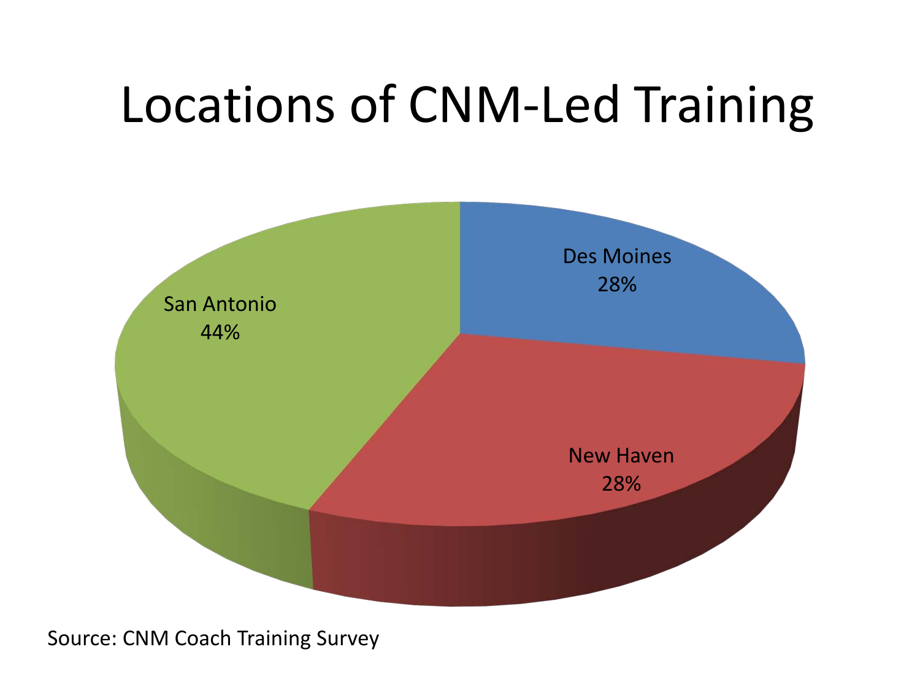# Locations of CNM-Led Training

| Location | Percentage |
|---|---|
| Des Moines | 28% |
| New Haven | 28% |
| San Antonio | 44% |

Source: CNM Coach Training Survey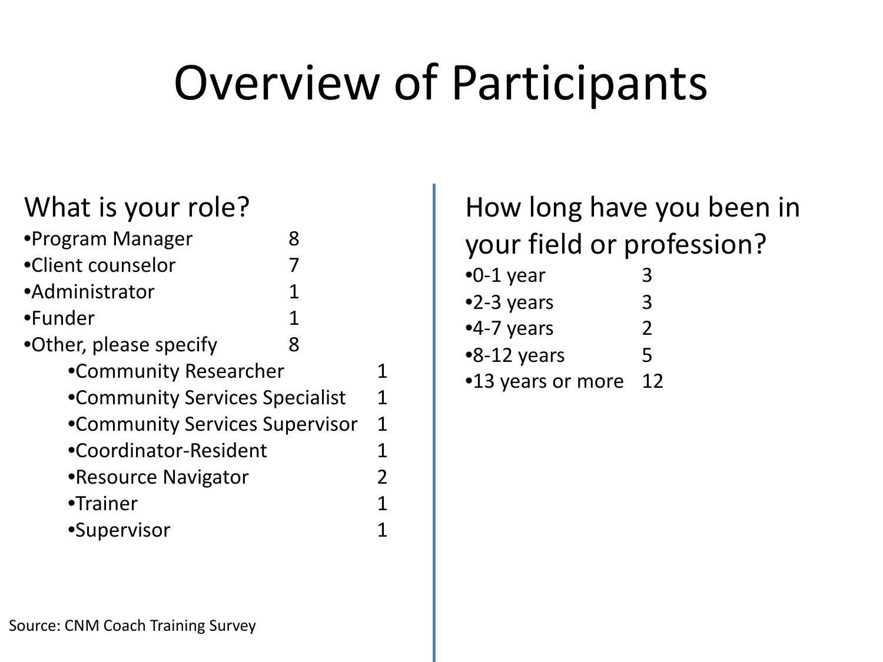# Overview of Participants

## What is your role?

- Program Manager 8
- Client counselor 7
- Administrator 1
- Funder 1
- Other, please specify 8
    - Community Researcher 1
    - Community Services Specialist 1
    - Community Services Supervisor 1
    - Coordinator-Resident 1
    - Resource Navigator 2
    - Trainer 1
    - Supervisor 1

## How long have you been in your field or profession?

- 0-1 year 3
- 2-3 years 3
- 4-7 years 2
- 8-12 years 5
- 13 years or more 12

Source: CNM Coach Training Survey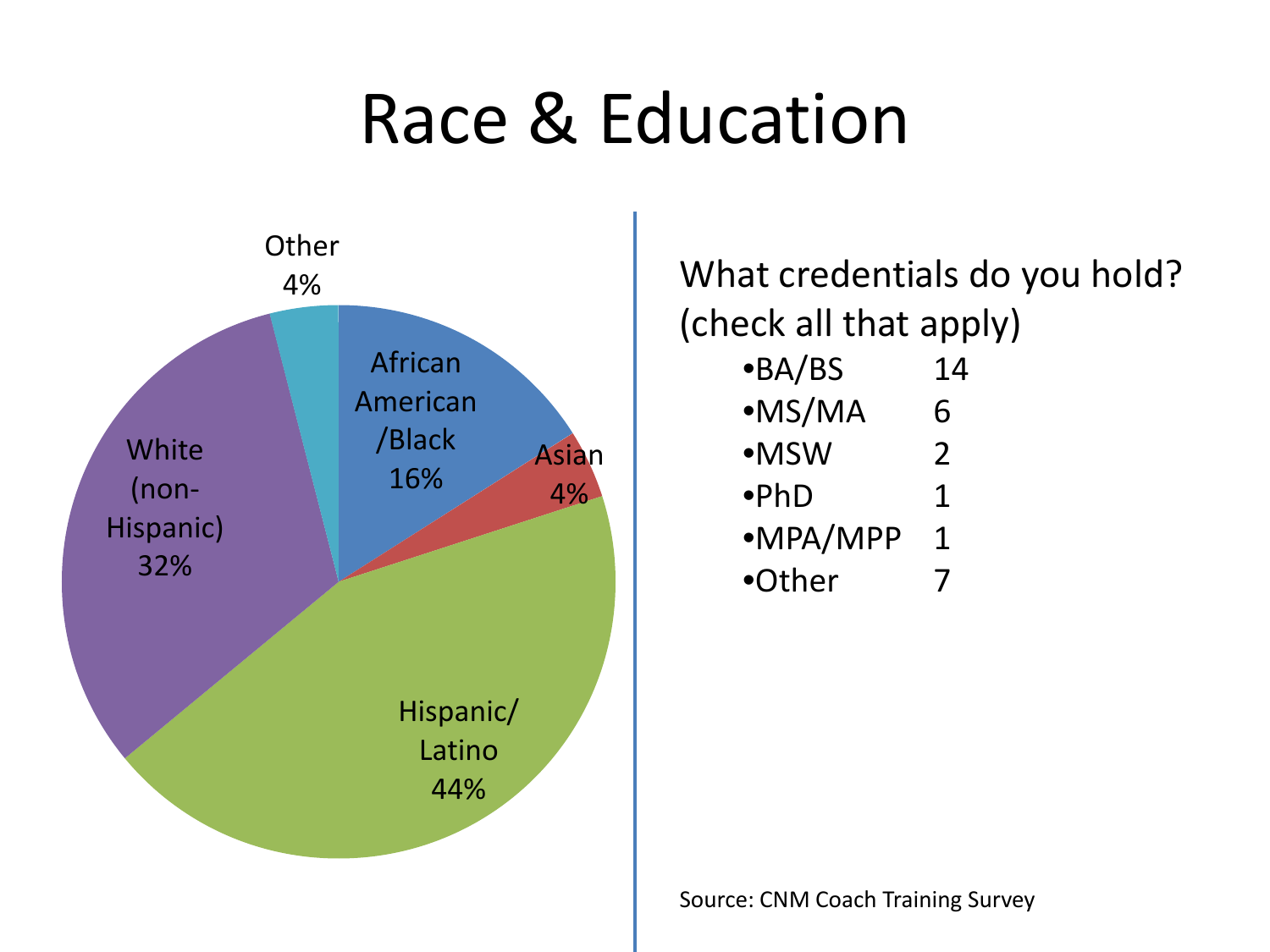# Race & Education

Other 4%

African American/Black 16%

Asian 4%

Hispanic/Latino 44%

White (non-Hispanic) 32%

What credentials do you hold? (check all that apply)

| Credential | Count |
|---|---|
| •BA/BS | 14 |
| •MS/MA | 6 |
| •MSW | 2 |
| •PhD | 1 |
| •MPA/MPP | 1 |
| •Other | 7 |

Source: CNM Coach Training Survey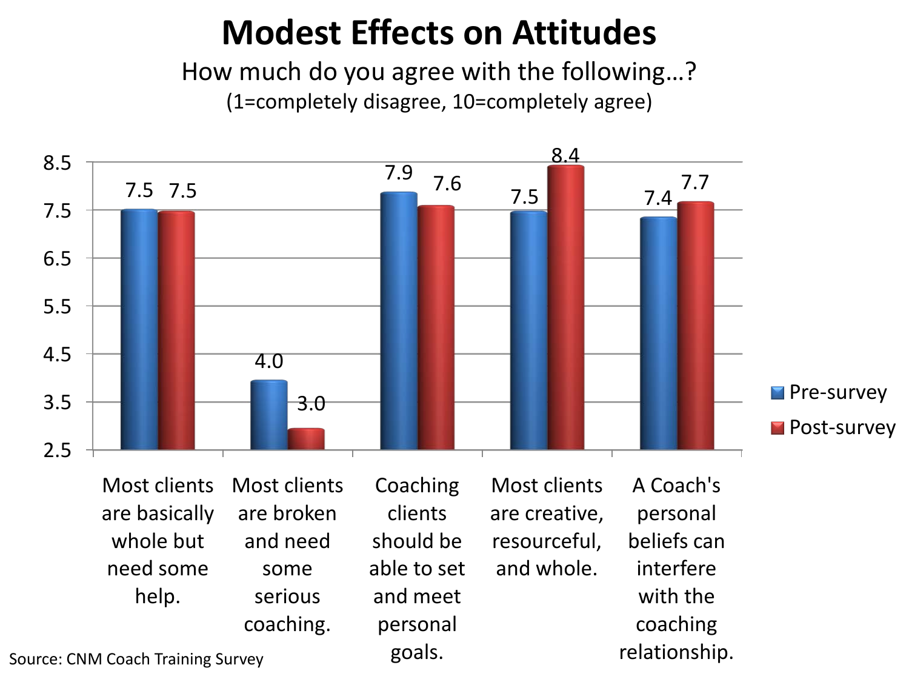# Modest Effects on Attitudes

How much do you agree with the following…?

(1=completely disagree, 10=completely agree)

| Statement | Pre-survey | Post-survey |
| --- | --- | --- |
| Most clients are basically whole but need some help. | 7.5 | 7.5 |
| Most clients are broken and need some serious coaching. | 4.0 | 3.0 |
| Coaching clients should be able to set and meet personal goals. | 7.9 | 7.6 |
| Most clients are creative, resourceful, and whole. | 7.5 | 8.4 |
| A Coach's personal beliefs can interfere with the coaching relationship. | 7.4 | 7.7 |

Source: CNM Coach Training Survey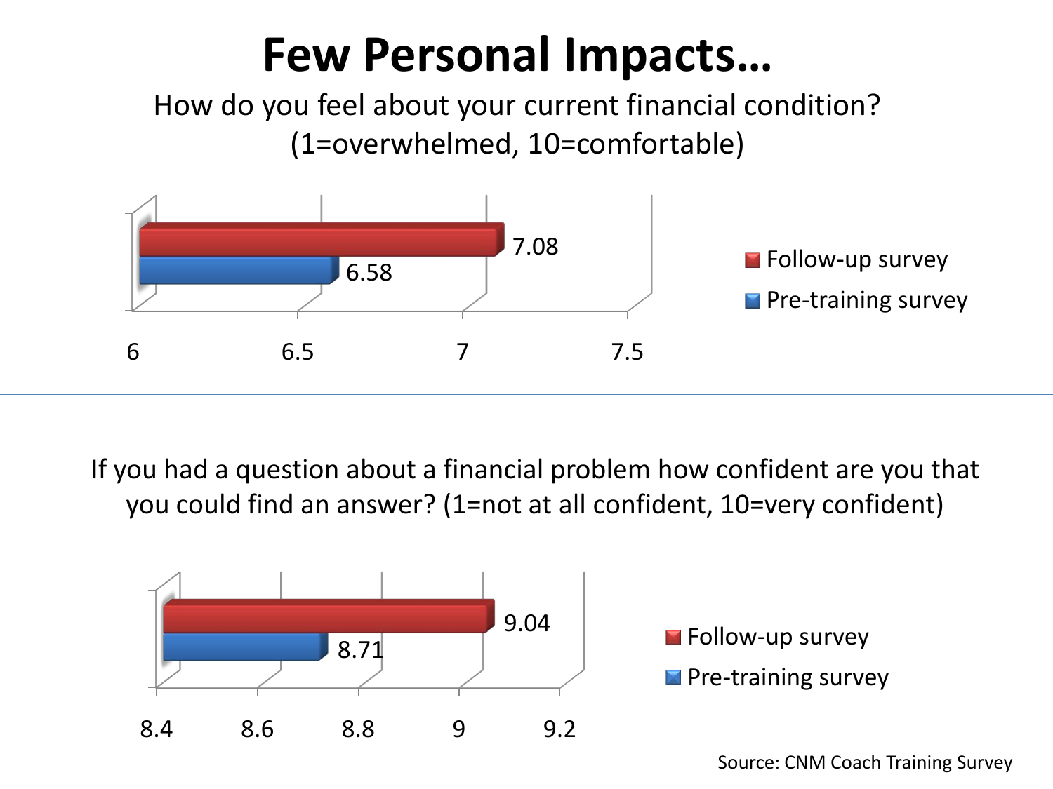# Few Personal Impacts…

How do you feel about your current financial condition?
(1=overwhelmed, 10=comfortable)

| Survey | Score |
| --- | --- |
| Follow-up survey | 7.08 |
| Pre-training survey | 6.58 |

If you had a question about a financial problem how confident are you that you could find an answer? (1=not at all confident, 10=very confident)

| Survey | Score |
| --- | --- |
| Follow-up survey | 9.04 |
| Pre-training survey | 8.71 |

Source: CNM Coach Training Survey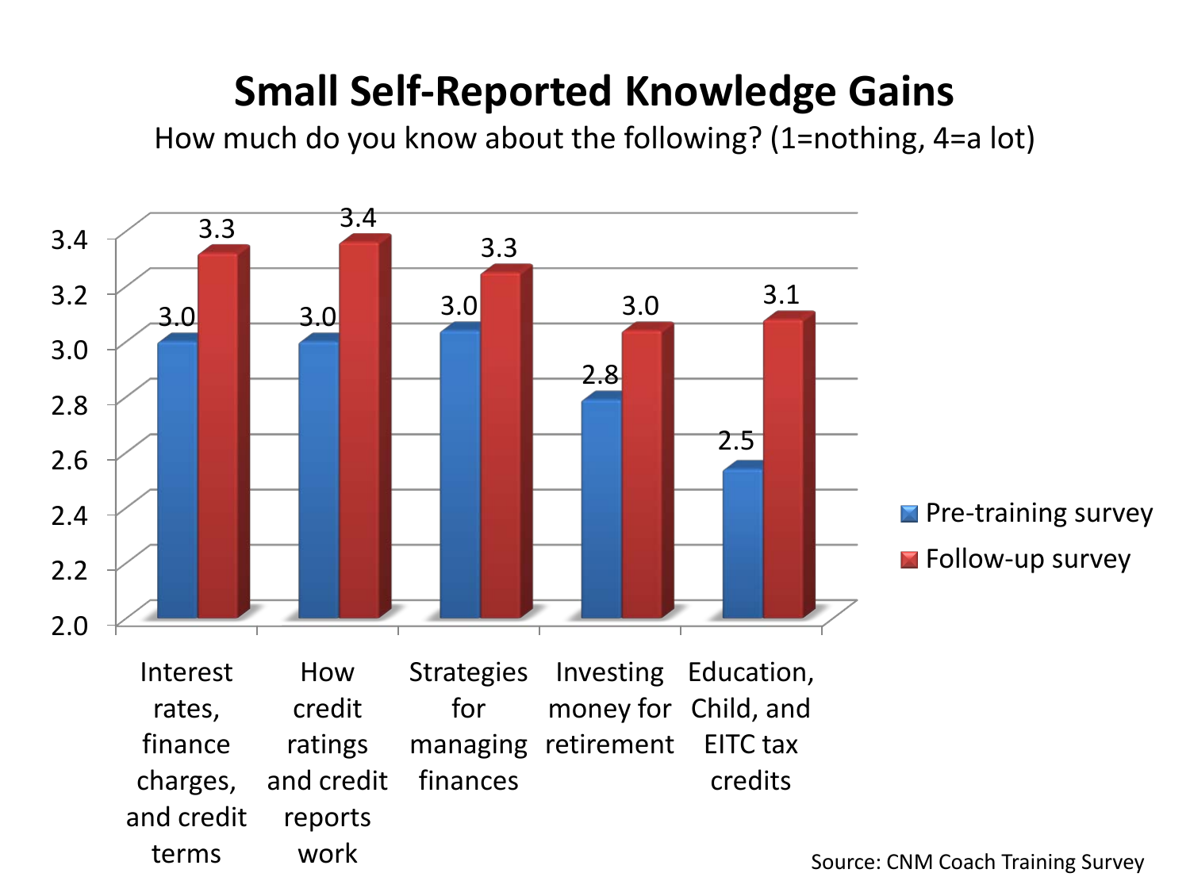# Small Self-Reported Knowledge Gains

How much do you know about the following? (1=nothing, 4=a lot)

| | Pre-training survey | Follow-up survey |
|---|---|---|
| Interest rates, finance charges, and credit terms | 3.0 | 3.3 |
| How credit ratings and credit reports work | 3.0 | 3.4 |
| Strategies for managing finances | 3.0 | 3.3 |
| Investing money for retirement | 2.8 | 3.0 |
| Education, Child, and EITC tax credits | 2.5 | 3.1 |

Source: CNM Coach Training Survey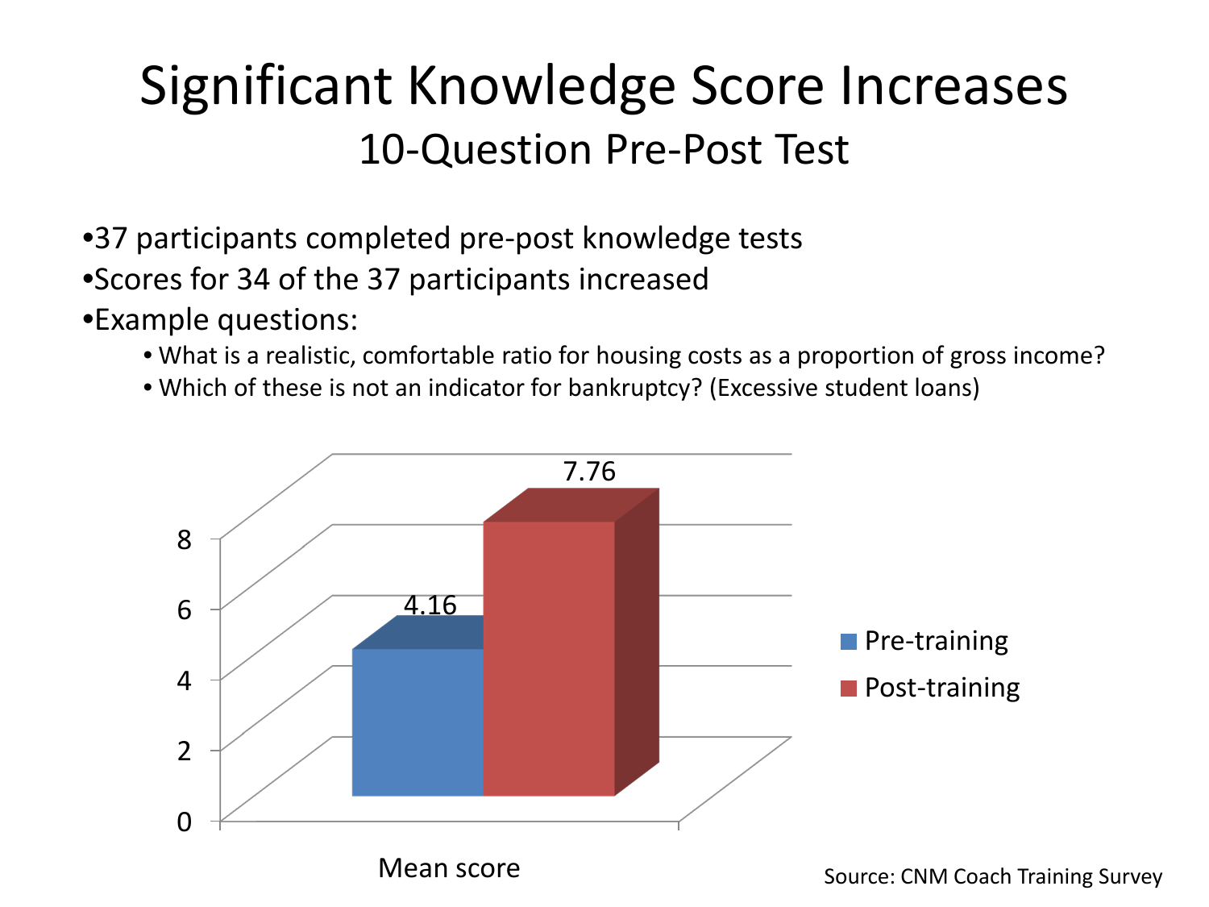# Significant Knowledge Score Increases

## 10-Question Pre-Post Test

- 37 participants completed pre-post knowledge tests
- Scores for 34 of the 37 participants increased
- Example questions:
  - What is a realistic, comfortable ratio for housing costs as a proportion of gross income?
  - Which of these is not an indicator for bankruptcy? (Excessive student loans)

| | Pre-training | Post-training |
|---|---|---|
| Mean score | 4.16 | 7.76 |

Source: CNM Coach Training Survey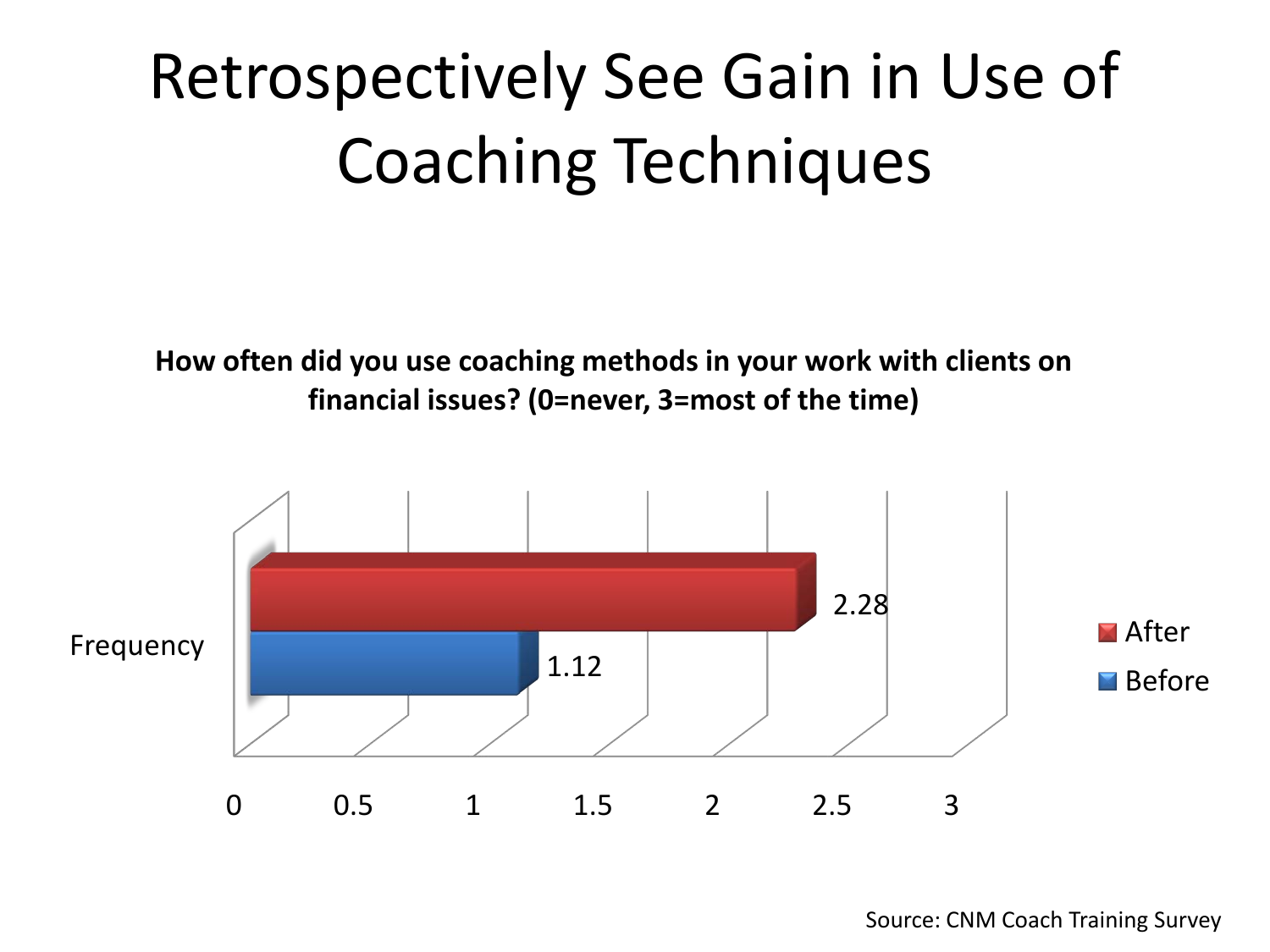# Retrospectively See Gain in Use of Coaching Techniques

**How often did you use coaching methods in your work with clients on financial issues? (0=never, 3=most of the time)**

| | Before | After |
|---|---|---|
| Frequency | 1.12 | 2.28 |

Source: CNM Coach Training Survey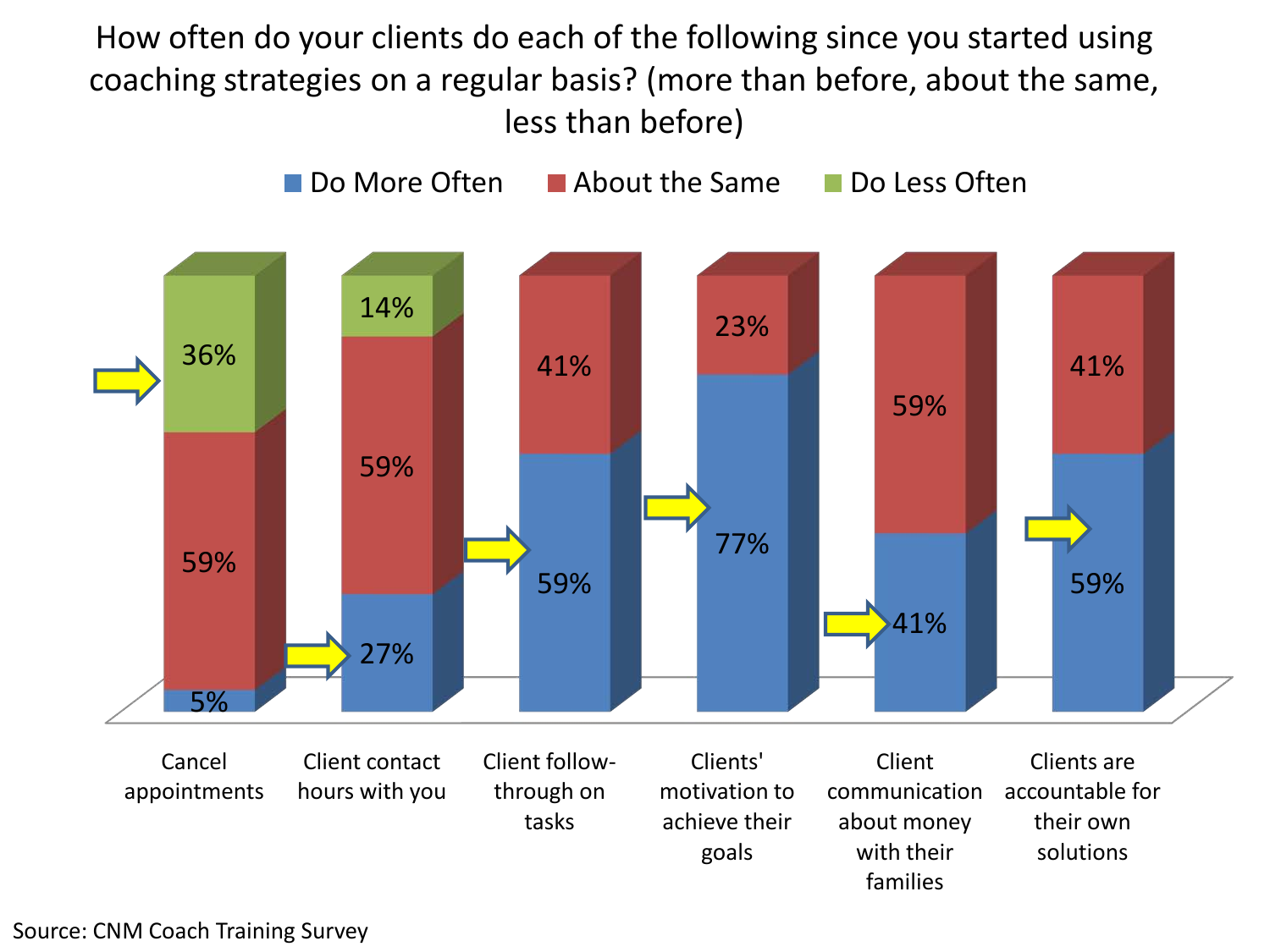# How often do your clients do each of the following since you started using coaching strategies on a regular basis? (more than before, about the same, less than before)

| | Do More Often | About the Same | Do Less Often |
|---|---|---|---|
| Cancel appointments | 5% | 59% | 36% |
| Client contact hours with you | 27% | 59% | 14% |
| Client follow-through on tasks | 59% | 41% | |
| Clients' motivation to achieve their goals | 77% | 23% | |
| Client communication about money with their families | 41% | 59% | |
| Clients are accountable for their own solutions | 59% | 41% | |

Source: CNM Coach Training Survey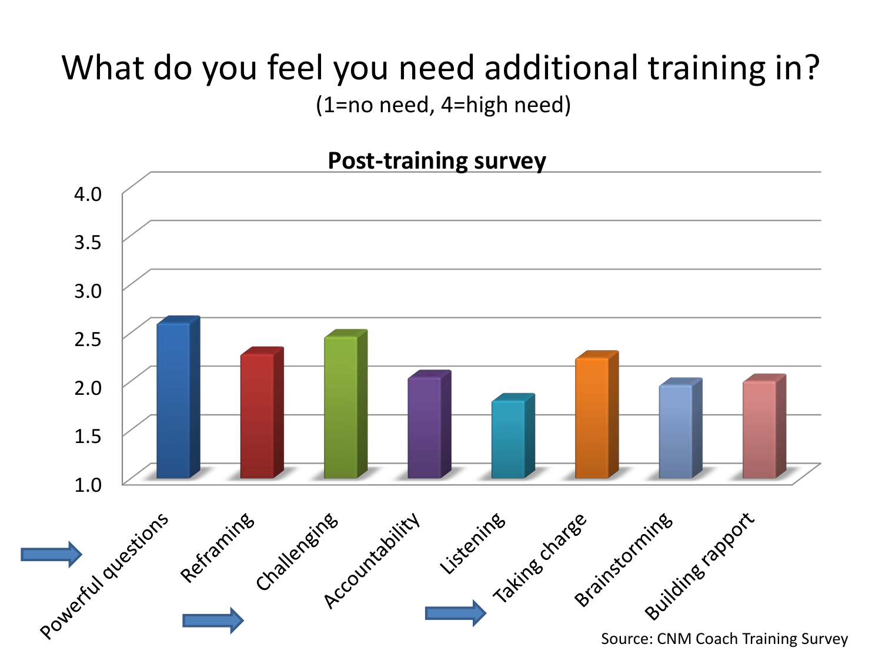# What do you feel you need additional training in?

(1=no need, 4=high need)

**Post-training survey**

Chart categories: Powerful questions, Reframing, Challenging, Accountability, Listening, Taking charge, Brainstorming, Building rapport

Y-axis: 1.0, 1.5, 2.0, 2.5, 3.0, 3.5, 4.0

Source: CNM Coach Training Survey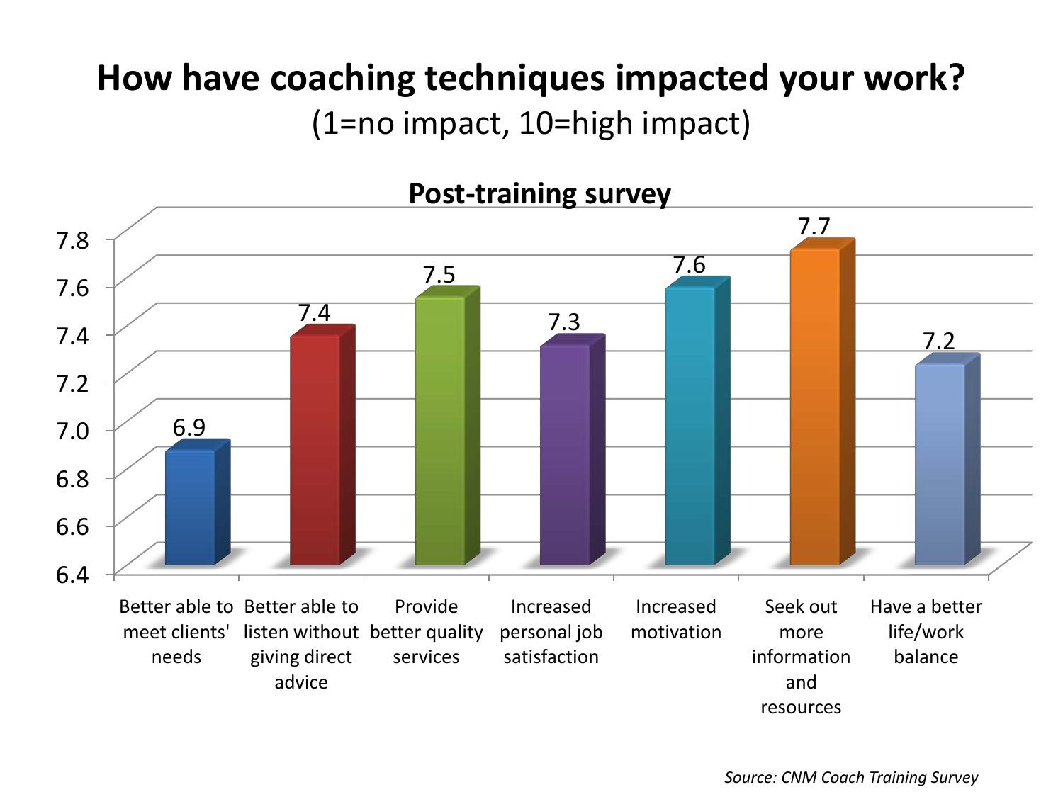# How have coaching techniques impacted your work?

(1=no impact, 10=high impact)

## Post-training survey

| Item | Score |
| --- | --- |
| Better able to meet clients' needs | 6.9 |
| Better able to listen without giving direct advice | 7.4 |
| Provide better quality services | 7.5 |
| Increased personal job satisfaction | 7.3 |
| Increased motivation | 7.6 |
| Seek out more information and resources | 7.7 |
| Have a better life/work balance | 7.2 |

*Source: CNM Coach Training Survey*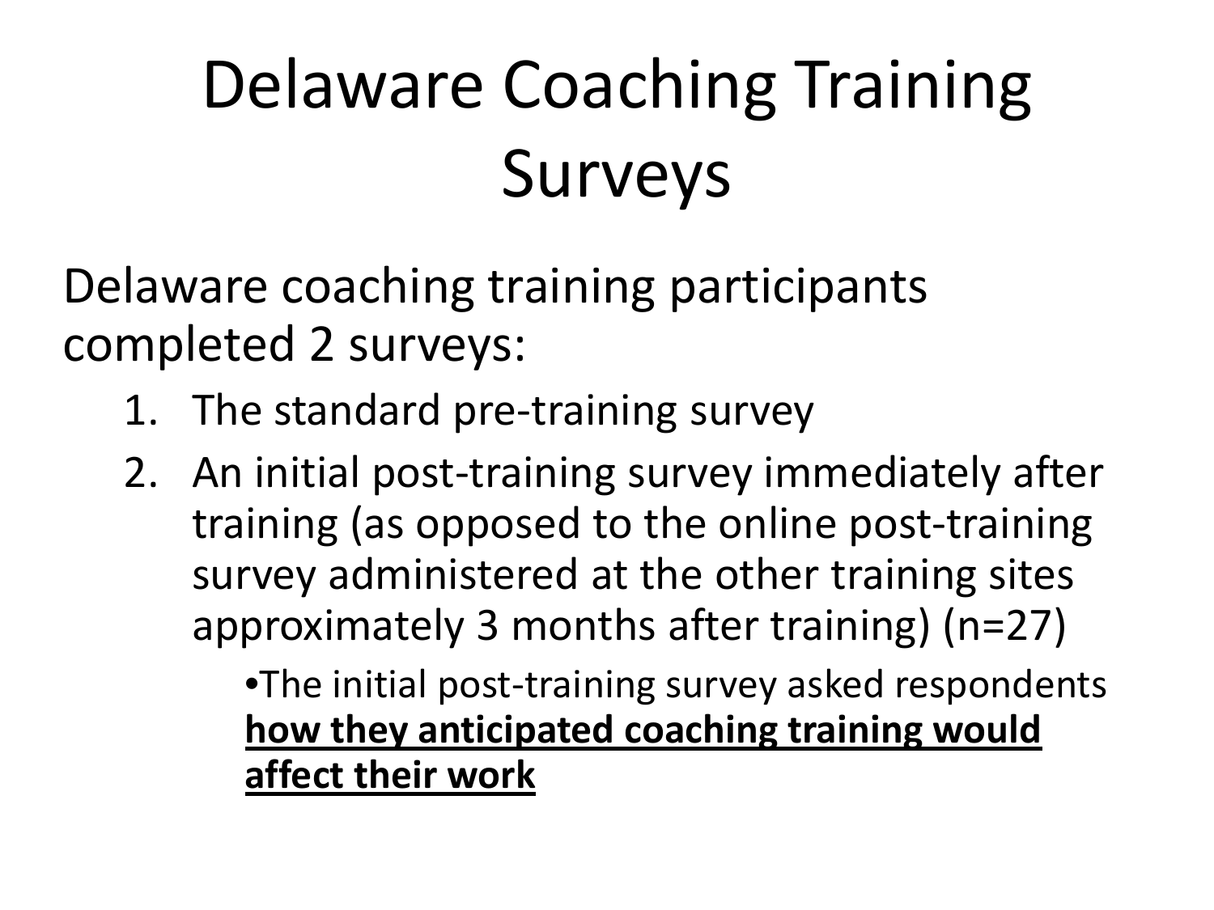# Delaware Coaching Training Surveys

Delaware coaching training participants completed 2 surveys:

1. The standard pre-training survey
2. An initial post-training survey immediately after training (as opposed to the online post-training survey administered at the other training sites approximately 3 months after training) (n=27)
   - The initial post-training survey asked respondents <u>**how they anticipated coaching training would affect their work**</u>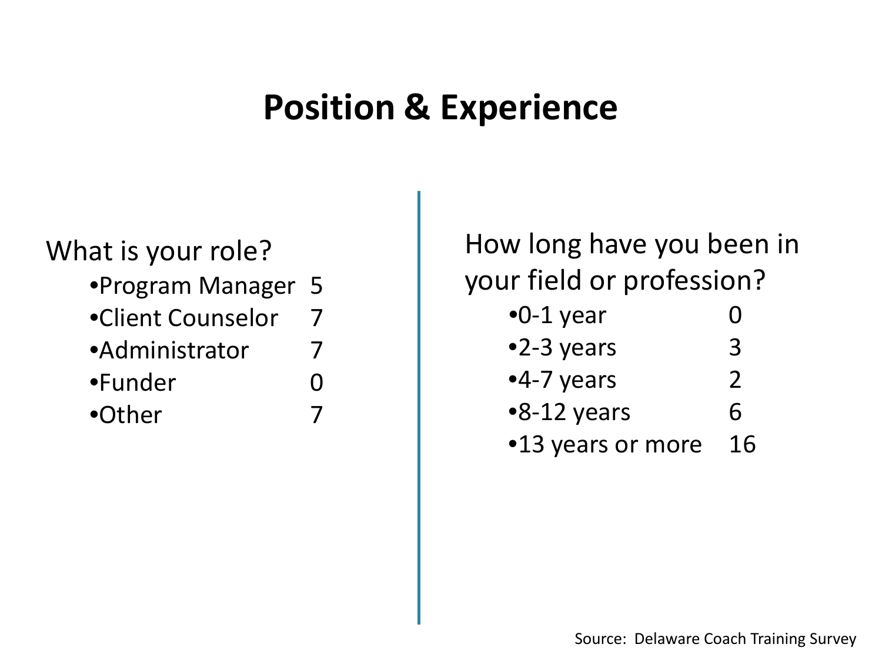# Position & Experience

What is your role?

- Program Manager 5
- Client Counselor 7
- Administrator 7
- Funder 0
- Other 7

How long have you been in your field or profession?

- 0-1 year 0
- 2-3 years 3
- 4-7 years 2
- 8-12 years 6
- 13 years or more 16

Source: Delaware Coach Training Survey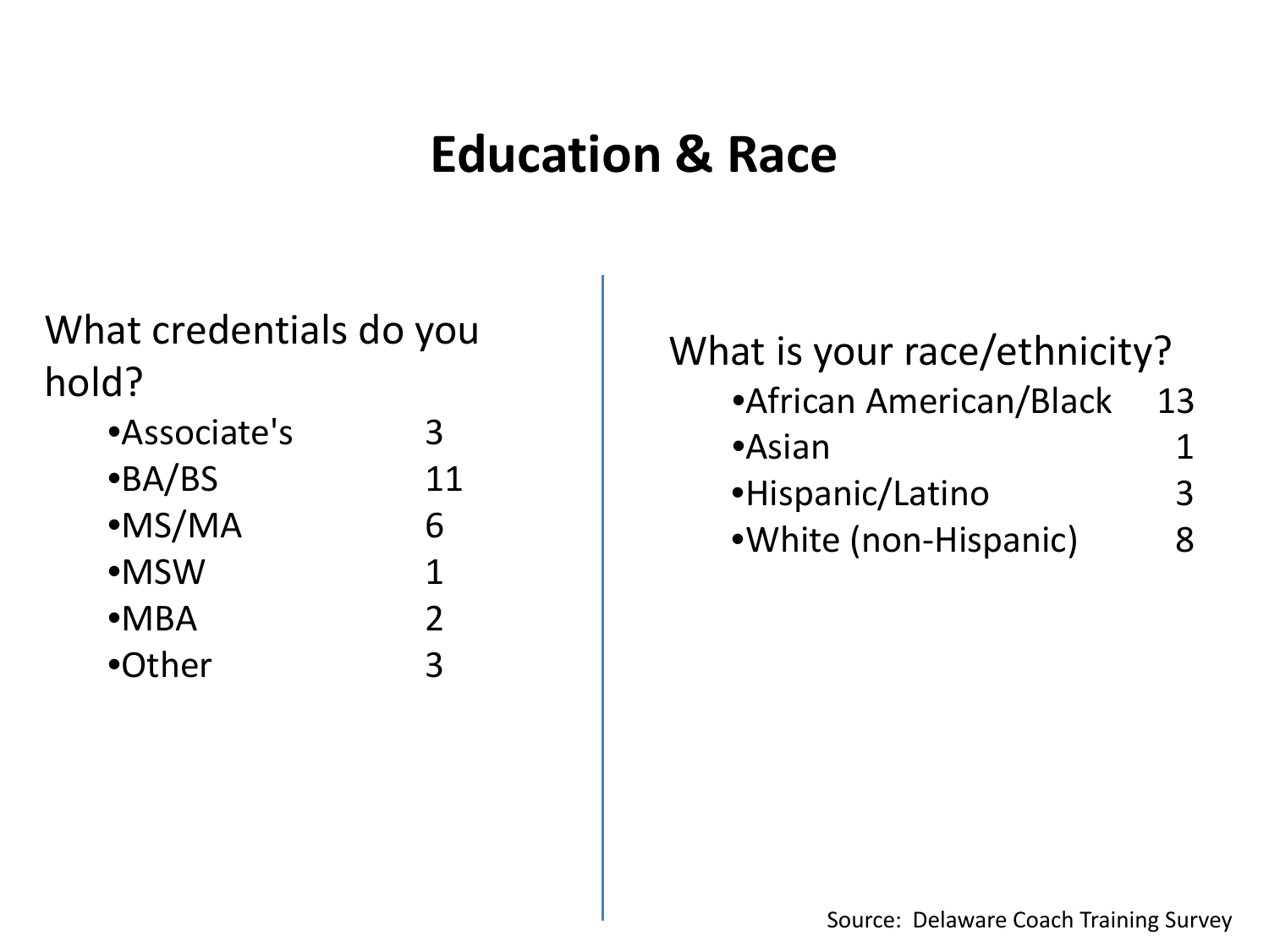# Education & Race

What credentials do you hold?

- Associate's 3
- BA/BS 11
- MS/MA 6
- MSW 1
- MBA 2
- Other 3

What is your race/ethnicity?

- African American/Black 13
- Asian 1
- Hispanic/Latino 3
- White (non-Hispanic) 8

Source: Delaware Coach Training Survey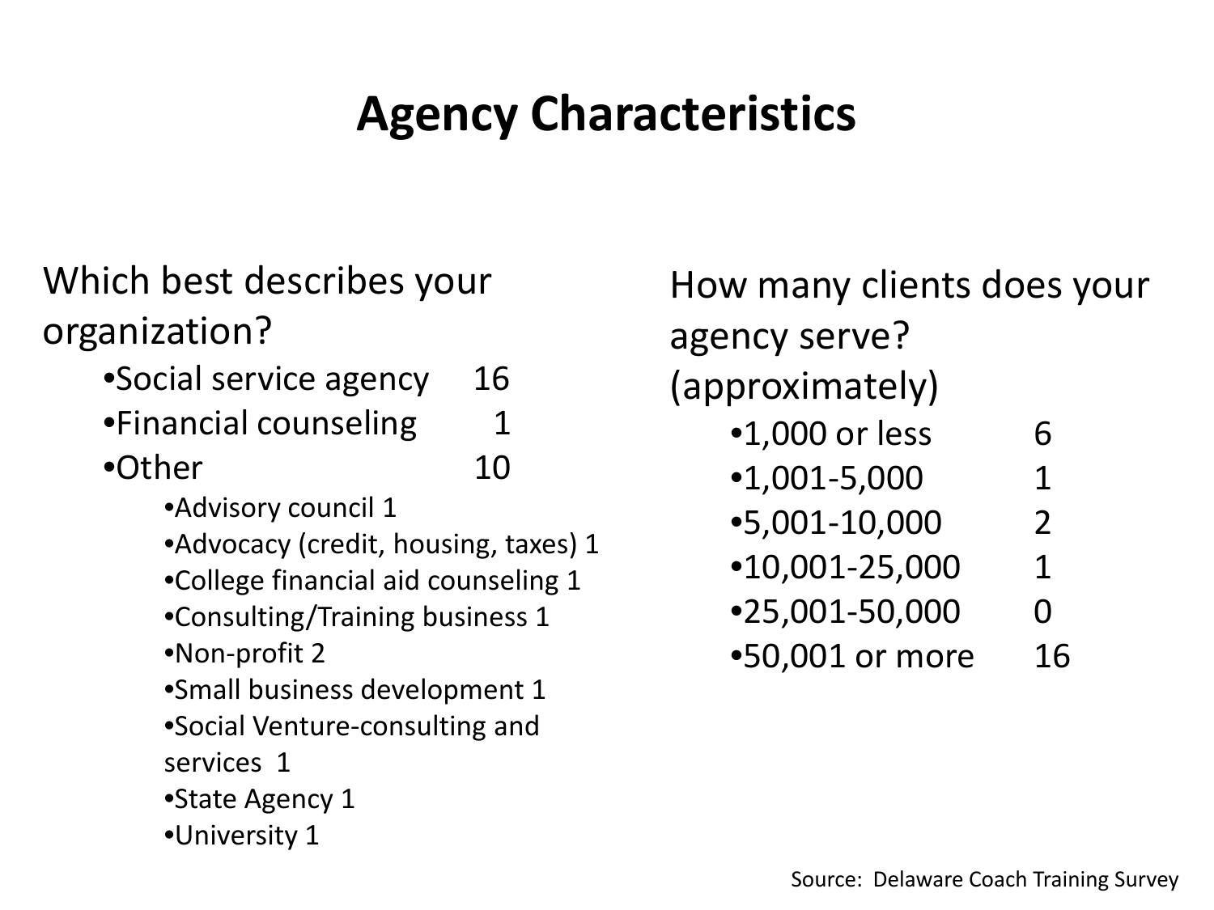# Agency Characteristics

Which best describes your organization?

- Social service agency 16
- Financial counseling 1
- Other 10
  - Advisory council 1
  - Advocacy (credit, housing, taxes) 1
  - College financial aid counseling 1
  - Consulting/Training business 1
  - Non-profit 2
  - Small business development 1
  - Social Venture-consulting and services 1
  - State Agency 1
  - University 1

How many clients does your agency serve? (approximately)

- 1,000 or less 6
- 1,001-5,000 1
- 5,001-10,000 2
- 10,001-25,000 1
- 25,001-50,000 0
- 50,001 or more 16

Source: Delaware Coach Training Survey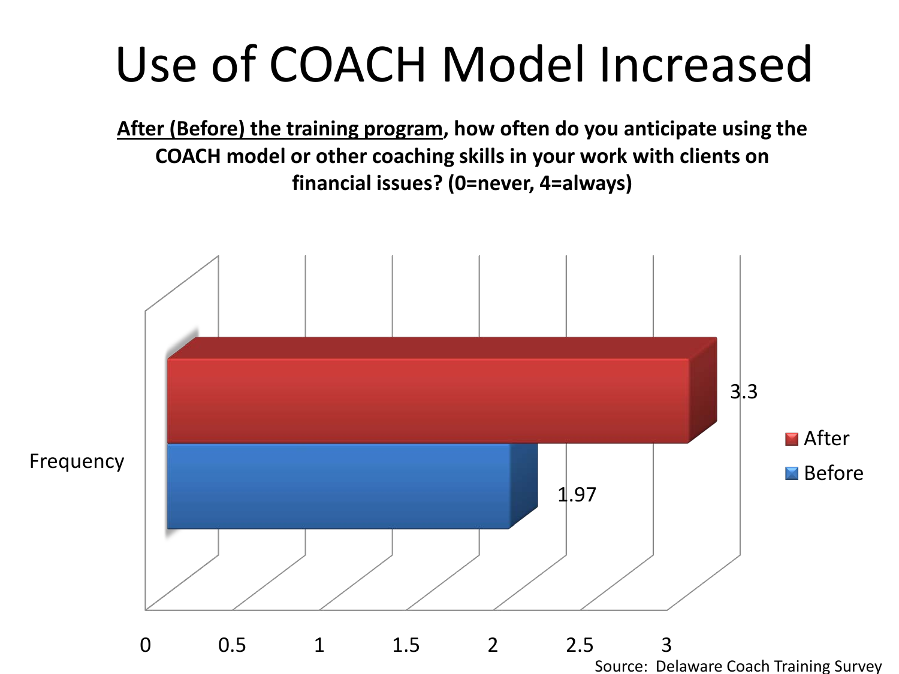# Use of COACH Model Increased

**<u>After (Before) the training program</u>, how often do you anticipate using the COACH model or other coaching skills in your work with clients on financial issues? (0=never, 4=always)**

| | After | Before |
|---|---|---|
| Frequency | 3.3 | 1.97 |

Source: Delaware Coach Training Survey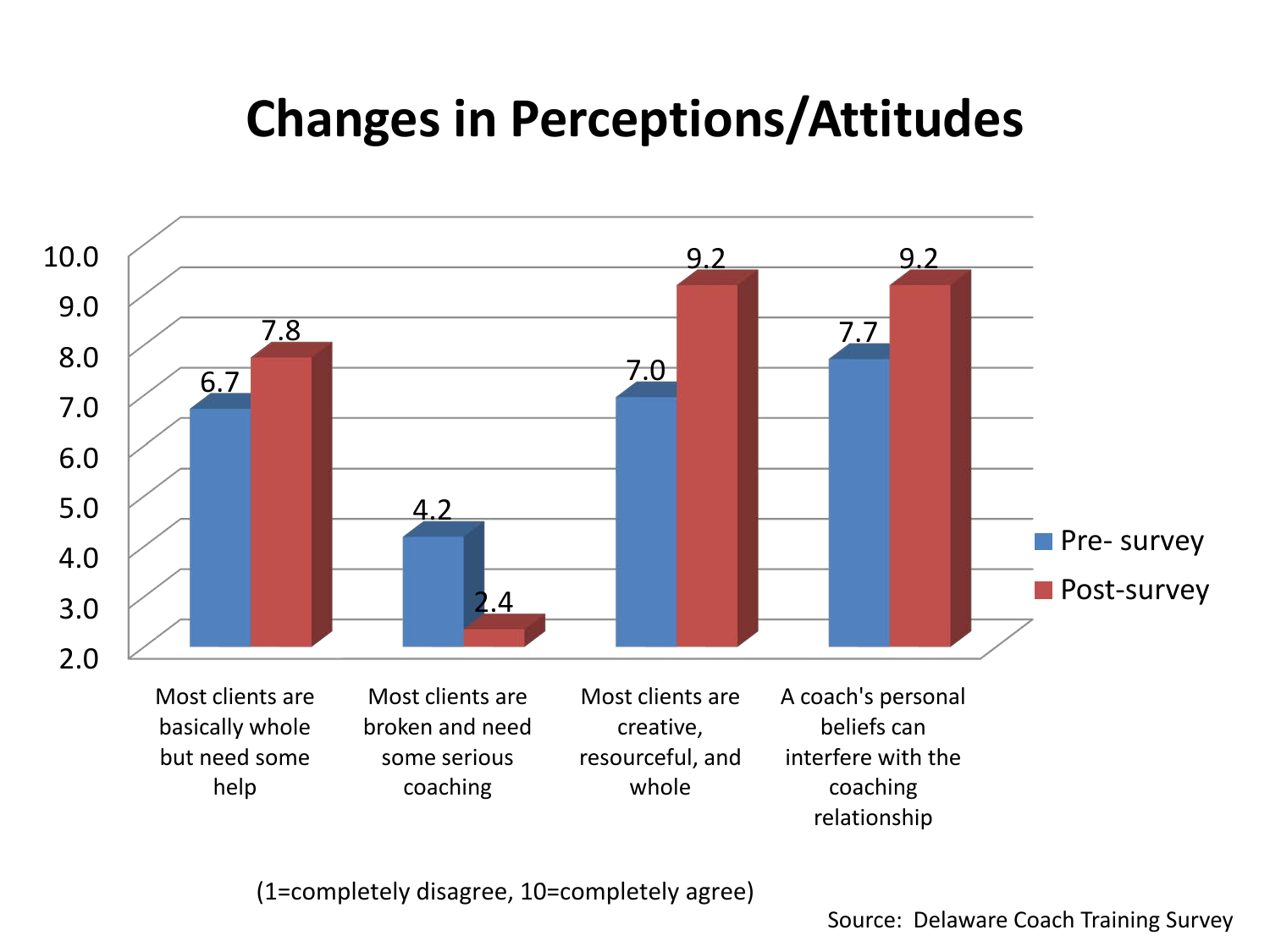# Changes in Perceptions/Attitudes

| | Pre- survey | Post-survey |
|---|---|---|
| Most clients are basically whole but need some help | 6.7 | 7.8 |
| Most clients are broken and need some serious coaching | 4.2 | 2.4 |
| Most clients are creative, resourceful, and whole | 7.0 | 9.2 |
| A coach's personal beliefs can interfere with the coaching relationship | 7.7 | 9.2 |

(1=completely disagree, 10=completely agree)

Source: Delaware Coach Training Survey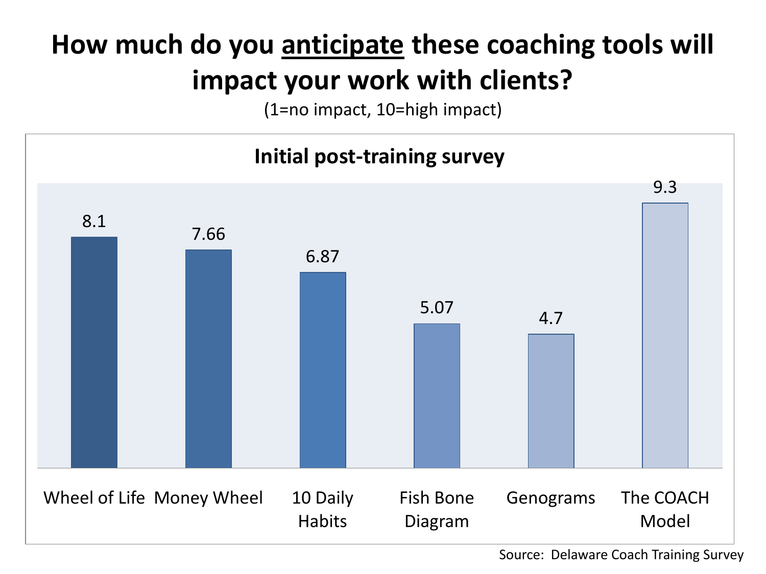# How much do you <u>anticipate</u> these coaching tools will impact your work with clients?

(1=no impact, 10=high impact)

**Initial post-training survey**

| Tool | Rating |
| --- | --- |
| Wheel of Life | 8.1 |
| Money Wheel | 7.66 |
| 10 Daily Habits | 6.87 |
| Fish Bone Diagram | 5.07 |
| Genograms | 4.7 |
| The COACH Model | 9.3 |

Source: Delaware Coach Training Survey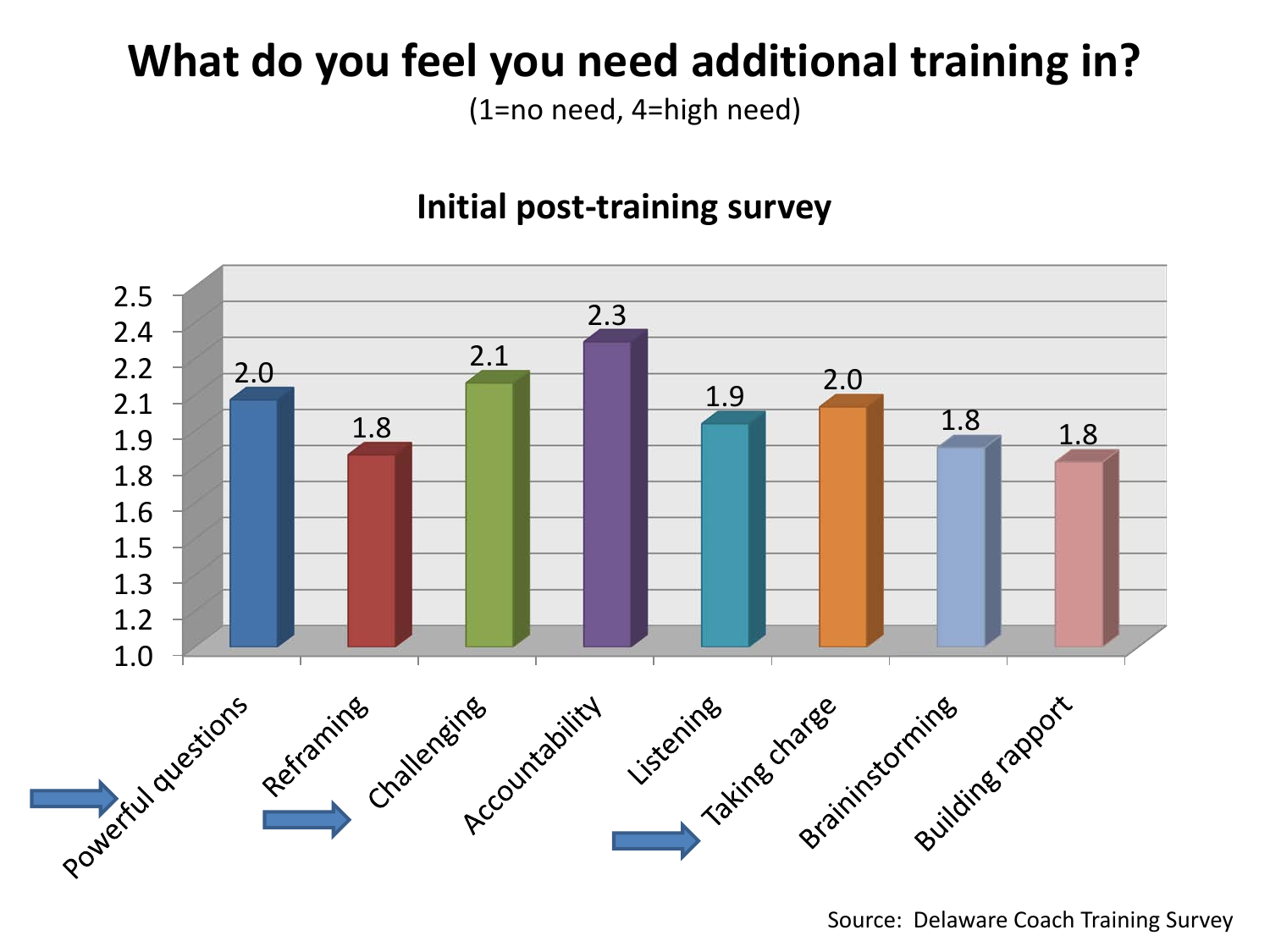# What do you feel you need additional training in?

(1=no need, 4=high need)

## Initial post-training survey

| Category | Rating |
|---|---|
| Powerful questions | 2.0 |
| Reframing | 1.8 |
| Challenging | 2.1 |
| Accountability | 2.3 |
| Listening | 1.9 |
| Taking charge | 2.0 |
| Braininstorming | 1.8 |
| Building rapport | 1.8 |

Source: Delaware Coach Training Survey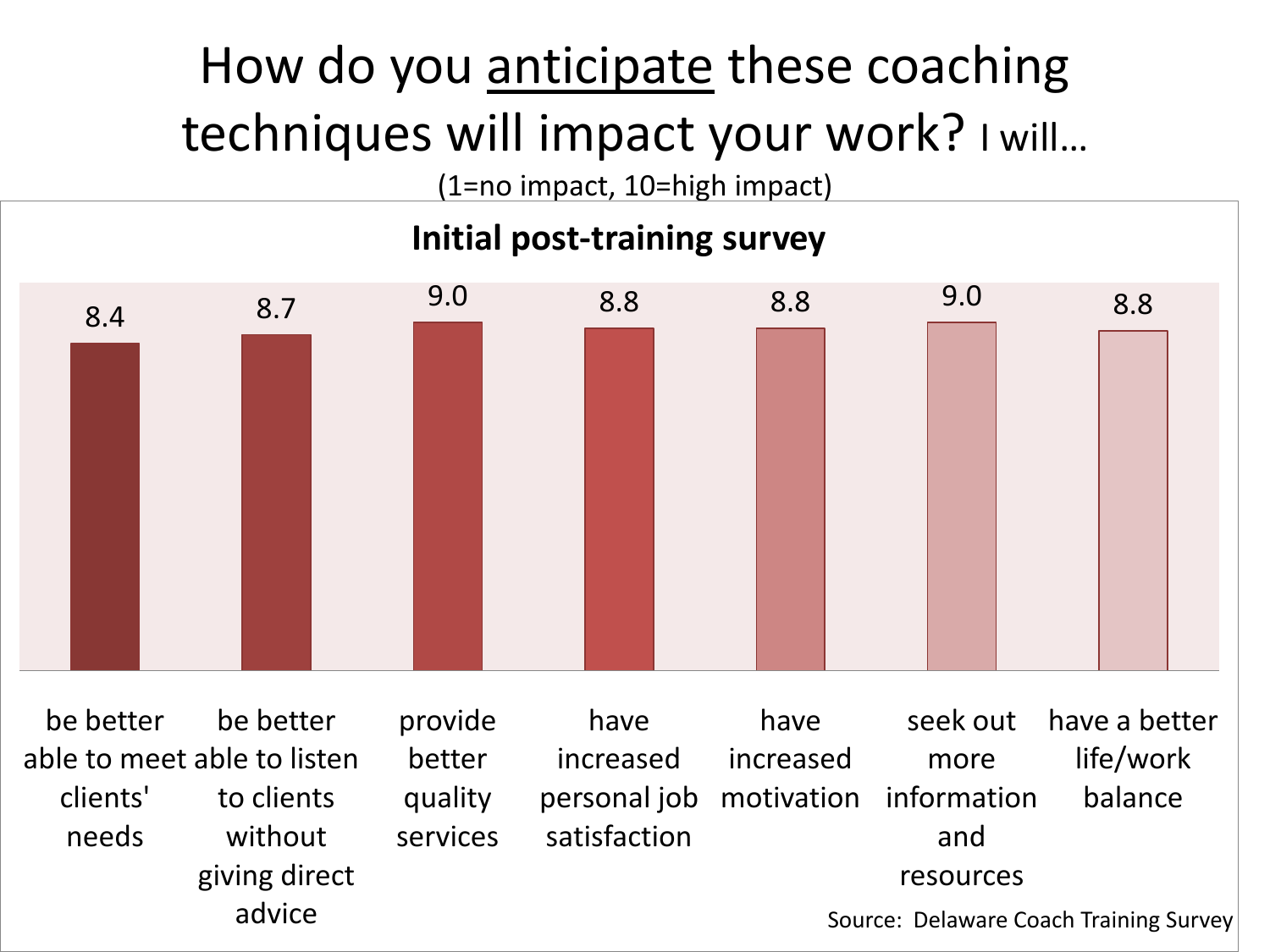# How do you <u>anticipate</u> these coaching techniques will impact your work? I will…

(1=no impact, 10=high impact)

**Initial post-training survey**

| I will… | Rating |
|---|---|
| be better able to meet clients' needs | 8.4 |
| be better able to listen to clients without giving direct advice | 8.7 |
| provide better quality services | 9.0 |
| have increased personal job satisfaction | 8.8 |
| have increased motivation | 8.8 |
| seek out more information and resources | 9.0 |
| have a better life/work balance | 8.8 |

Source: Delaware Coach Training Survey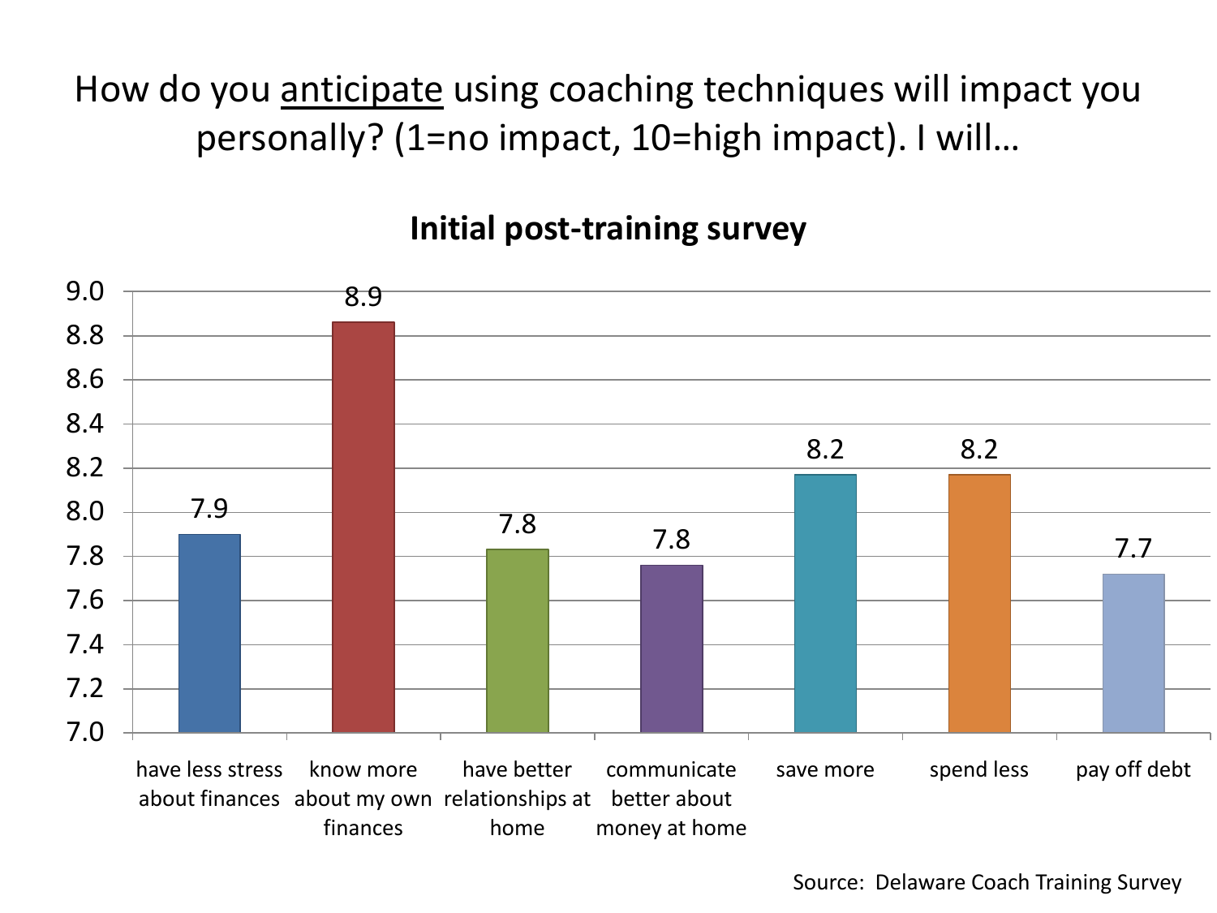# How do you anticipate using coaching techniques will impact you personally? (1=no impact, 10=high impact). I will…

## Initial post-training survey

| I will… | Score |
|---|---|
| have less stress about finances | 7.9 |
| know more about my own finances | 8.9 |
| have better relationships at home | 7.8 |
| communicate better about money at home | 7.8 |
| save more | 8.2 |
| spend less | 8.2 |
| pay off debt | 7.7 |

Source: Delaware Coach Training Survey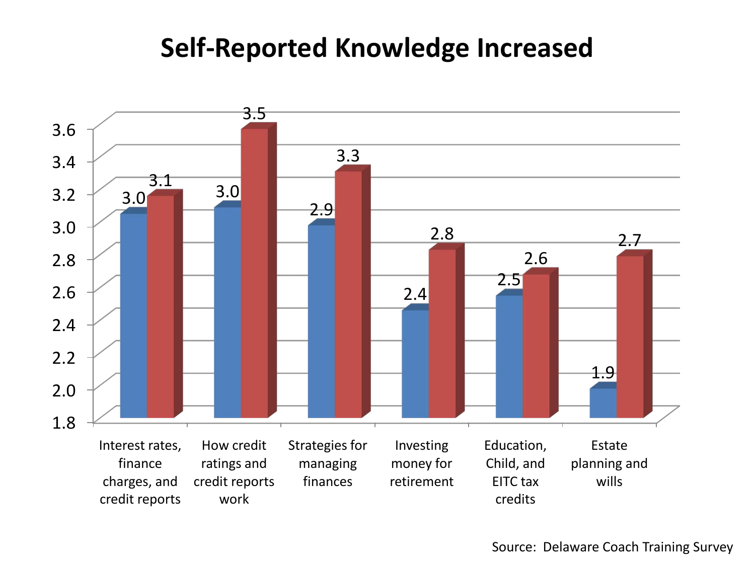# Self-Reported Knowledge Increased

| Topic | Blue | Red |
|---|---|---|
| Interest rates, finance charges, and credit reports | 3.0 | 3.1 |
| How credit ratings and credit reports work | 3.0 | 3.5 |
| Strategies for managing finances | 2.9 | 3.3 |
| Investing money for retirement | 2.4 | 2.8 |
| Education, Child, and EITC tax credits | 2.5 | 2.6 |
| Estate planning and wills | 1.9 | 2.7 |

Source: Delaware Coach Training Survey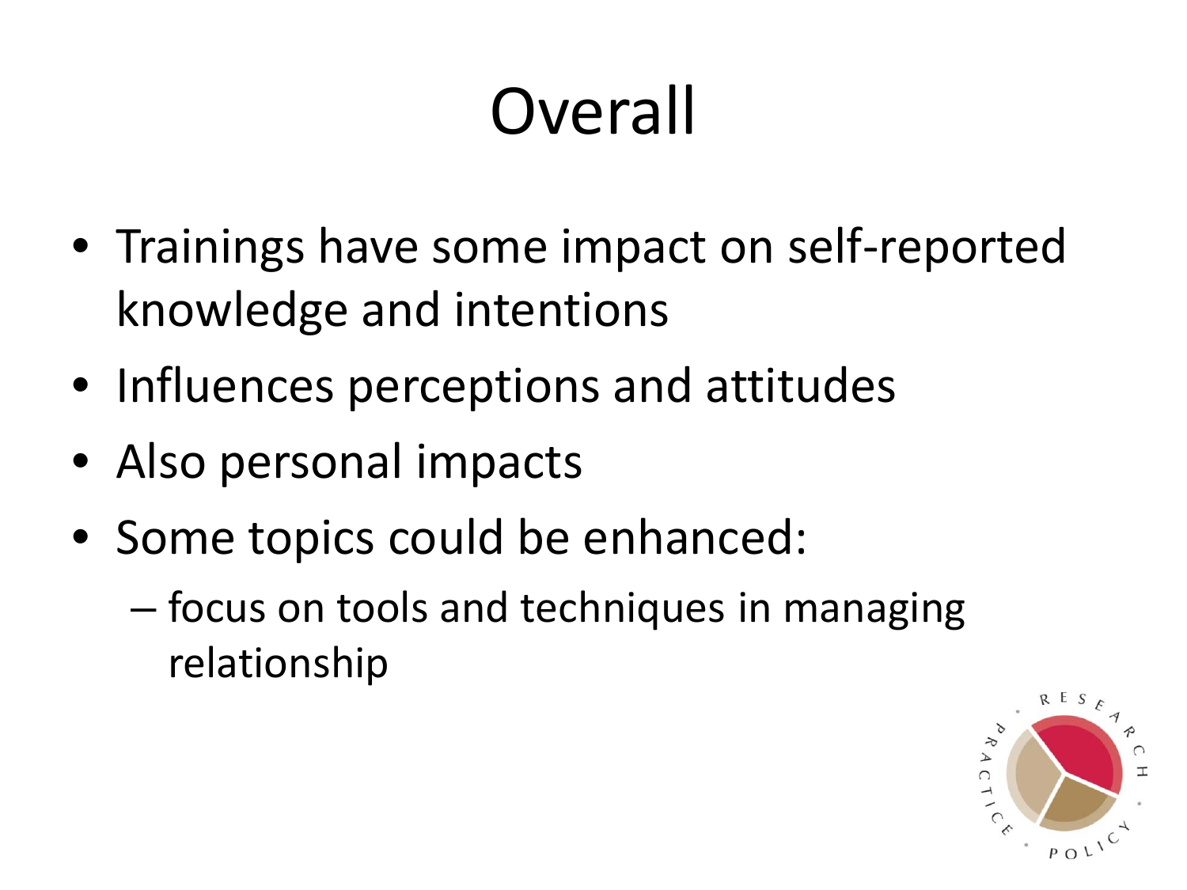# Overall

- Trainings have some impact on self-reported knowledge and intentions
- Influences perceptions and attitudes
- Also personal impacts
- Some topics could be enhanced:
  - focus on tools and techniques in managing relationship